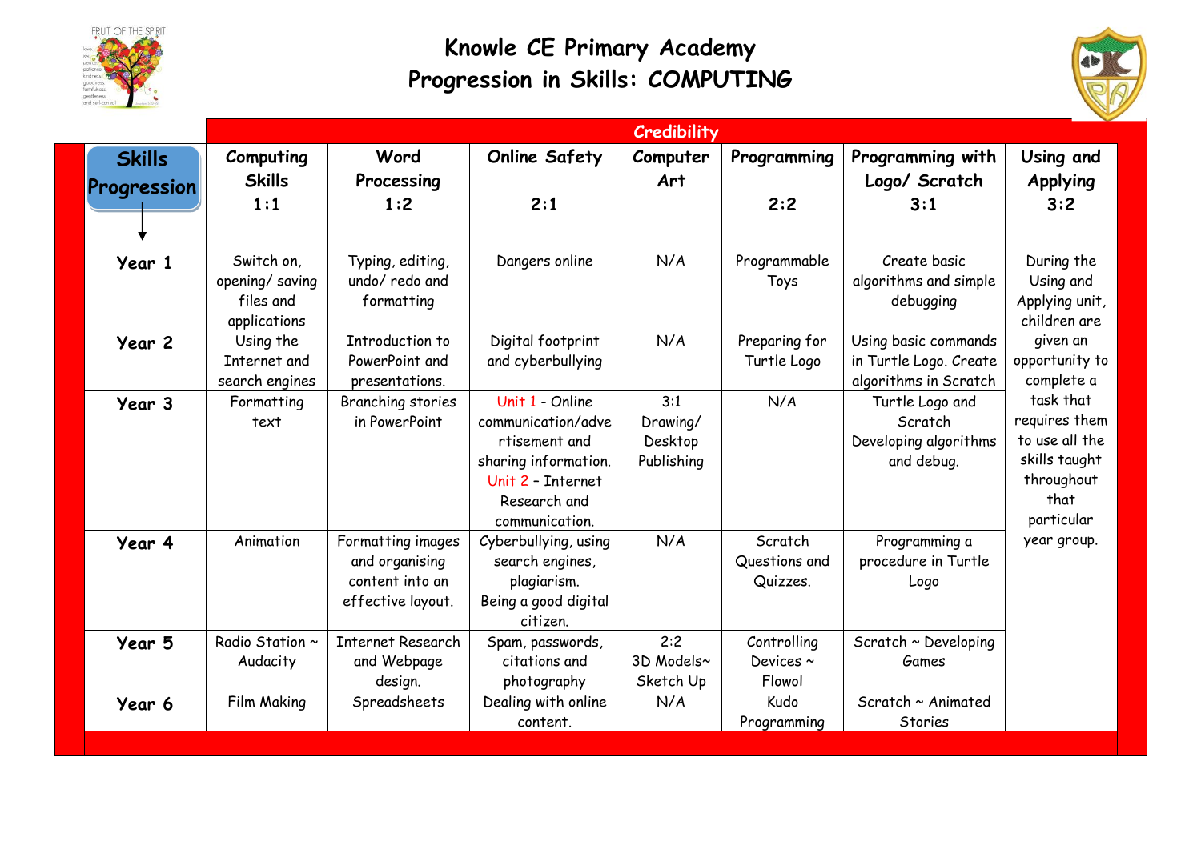# Knowle CE Primary Academy
## Progression in Skills: COMPUTING

| | Credibility | | | | | | |
|---|---|---|---|---|---|---|---|
| **Skills Progression** | **Computing Skills 1:1** | **Word Processing 1:2** | **Online Safety 2:1** | **Computer Art** | **Programming 2:2** | **Programming with Logo/ Scratch 3:1** | **Using and Applying 3:2** |
| **Year 1** | Switch on, opening/ saving files and applications | Typing, editing, undo/ redo and formatting | Dangers online | N/A | Programmable Toys | Create basic algorithms and simple debugging | During the Using and Applying unit, children are given an opportunity to complete a task that requires them to use all the skills taught throughout that particular year group. |
| **Year 2** | Using the Internet and search engines | Introduction to PowerPoint and presentations. | Digital footprint and cyberbullying | N/A | Preparing for Turtle Logo | Using basic commands in Turtle Logo. Create algorithms in Scratch | |
| **Year 3** | Formatting text | Branching stories in PowerPoint | Unit 1 - Online communication/advertisement and sharing information. Unit 2 – Internet Research and communication. | 3:1 Drawing/ Desktop Publishing | N/A | Turtle Logo and Scratch Developing algorithms and debug. | |
| **Year 4** | Animation | Formatting images and organising content into an effective layout. | Cyberbullying, using search engines, plagiarism. Being a good digital citizen. | N/A | Scratch Questions and Quizzes. | Programming a procedure in Turtle Logo | |
| **Year 5** | Radio Station ~ Audacity | Internet Research and Webpage design. | Spam, passwords, citations and photography | 2:2 3D Models~ Sketch Up | Controlling Devices ~ Flowol | Scratch ~ Developing Games | |
| **Year 6** | Film Making | Spreadsheets | Dealing with online content. | N/A | Kudo Programming | Scratch ~ Animated Stories | |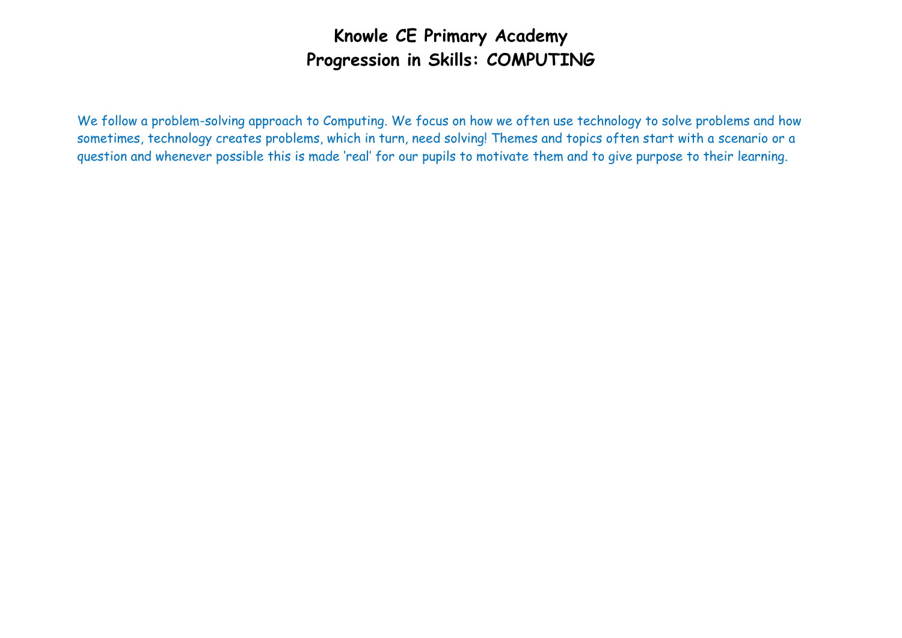# Knowle CE Primary Academy
# Progression in Skills: COMPUTING

We follow a problem-solving approach to Computing. We focus on how we often use technology to solve problems and how sometimes, technology creates problems, which in turn, need solving! Themes and topics often start with a scenario or a question and whenever possible this is made 'real' for our pupils to motivate them and to give purpose to their learning.